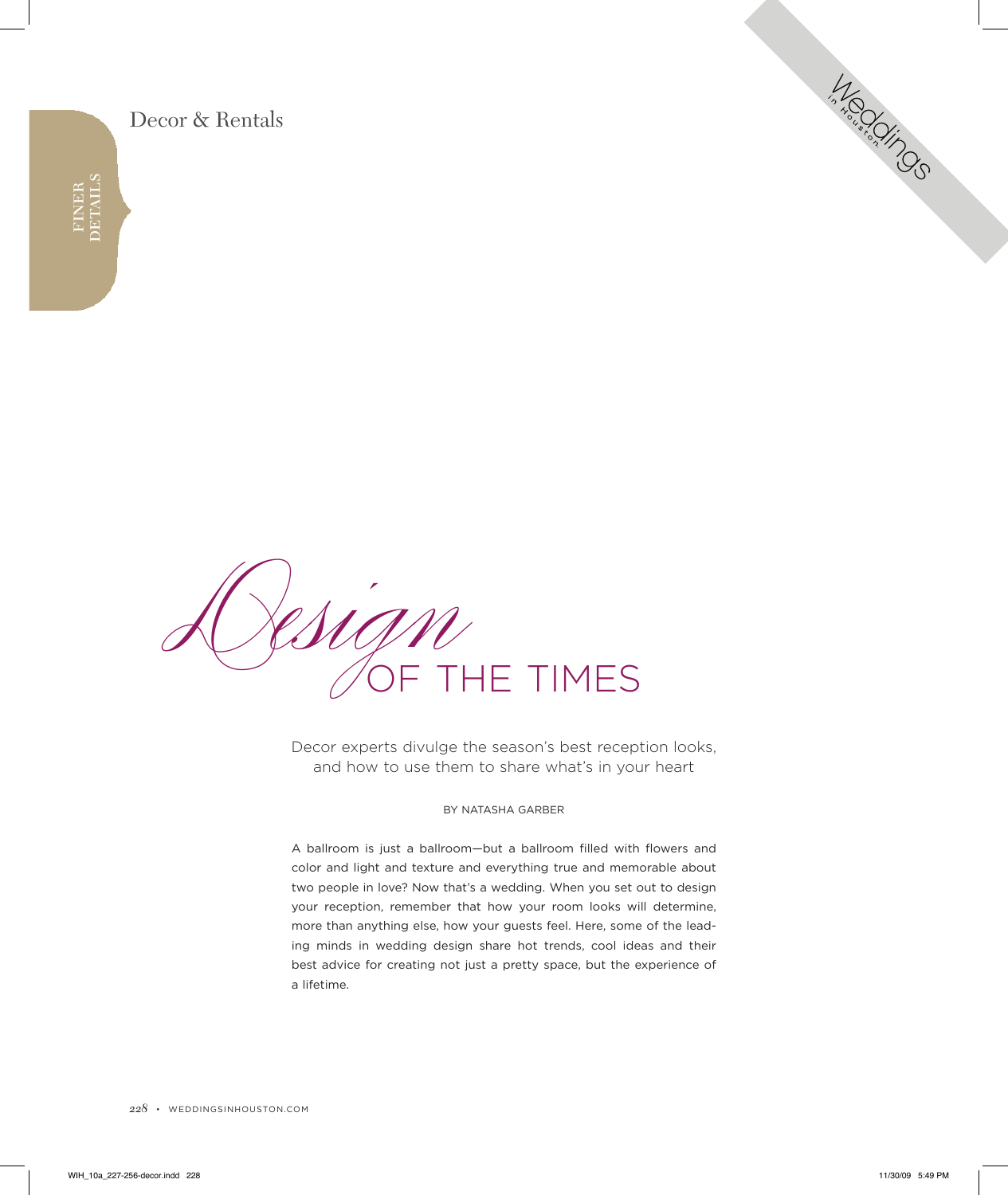Decor & Rentals

FINER DETAILS

# Design OF THE TIMES

Decor experts divulge the season's best reception looks, and how to use them to share what's in your heart

BY NATASHA GARBER

A ballroom is just a ballroom—but a ballroom filled with flowers and color and light and texture and everything true and memorable about two people in love? Now that's a wedding. When you set out to design your reception, remember that how your room looks will determine, more than anything else, how your guests feel. Here, some of the leading minds in wedding design share hot trends, cool ideas and their best advice for creating not just a pretty space, but the experience of a lifetime.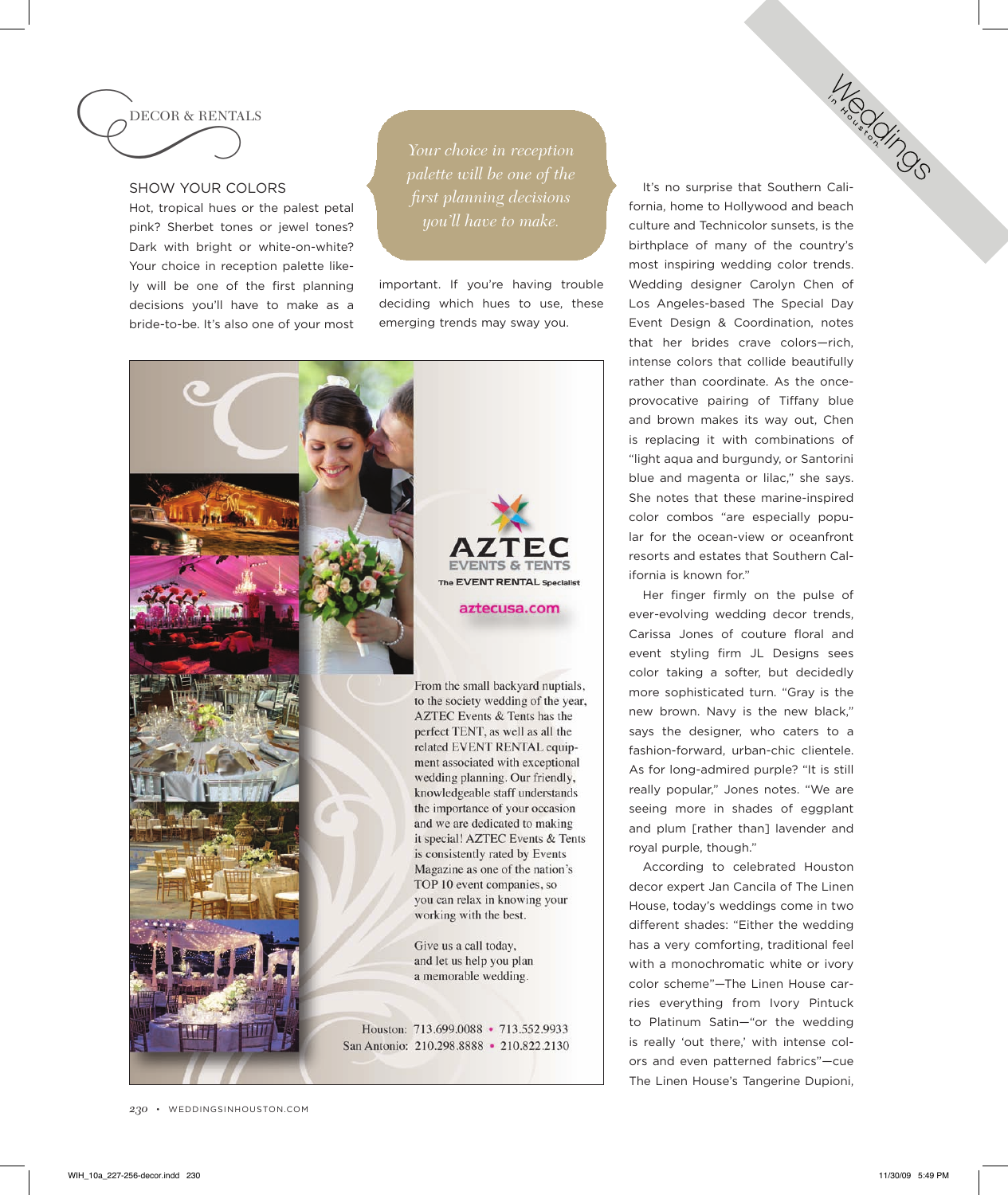DECOR & RENTALS

## SHOW YOUR COLORS

Hot, tropical hues or the palest petal pink? Sherbet tones or jewel tones? Dark with bright or white-on-white? Your choice in reception palette likely will be one of the first planning decisions you'll have to make as a bride-to-be. It's also one of your most important. If you're having trouble deciding which hues to use, these emerging trends may sway you.

*Your choice in reception palette will be one of the first planning decisions you'll have to make.*

It's no surprise that Southern California, home to Hollywood and beach culture and Technicolor sunsets, is the birthplace of many of the country's most inspiring wedding color trends. Wedding designer Carolyn Chen of Los Angeles-based The Special Day Event Design & Coordination, notes that her brides crave colors—rich, intense colors that collide beautifully rather than coordinate. As the once-provocative pairing of Tiffany blue and brown makes its way out, Chen is replacing it with combinations of "light aqua and burgundy, or Santorini blue and magenta or lilac," she says. She notes that these marine-inspired color combos "are especially popular for the ocean-view or oceanfront resorts and estates that Southern California is known for."

Her finger firmly on the pulse of ever-evolving wedding decor trends, Carissa Jones of couture floral and event styling firm JL Designs sees color taking a softer, but decidedly more sophisticated turn. "Gray is the new brown. Navy is the new black," says the designer, who caters to a fashion-forward, urban-chic clientele. As for long-admired purple? "It is still really popular," Jones notes. "We are seeing more in shades of eggplant and plum [rather than] lavender and royal purple, though."

According to celebrated Houston decor expert Jan Cancila of The Linen House, today's weddings come in two different shades: "Either the wedding has a very comforting, traditional feel with a monochromatic white or ivory color scheme"—The Linen House carries everything from Ivory Pintuck to Platinum Satin—"or the wedding is really 'out there,' with intense colors and even patterned fabrics"—cue The Linen House's Tangerine Dupioni,

---

**AZTEC EVENTS & TENTS**
The EVENT RENTAL Specialist

aztecusa.com

From the small backyard nuptials, to the society wedding of the year, AZTEC Events & Tents has the perfect TENT, as well as all the related EVENT RENTAL equipment associated with exceptional wedding planning. Our friendly, knowledgeable staff understands the importance of your occasion and we are dedicated to making it special! AZTEC Events & Tents is consistently rated by Events Magazine as one of the nation's TOP 10 event companies, so you can relax in knowing your working with the best.

Give us a call today, and let us help you plan a memorable wedding.

Houston: 713.699.0088 • 713.552.9933
San Antonio: 210.298.8888 • 210.822.2130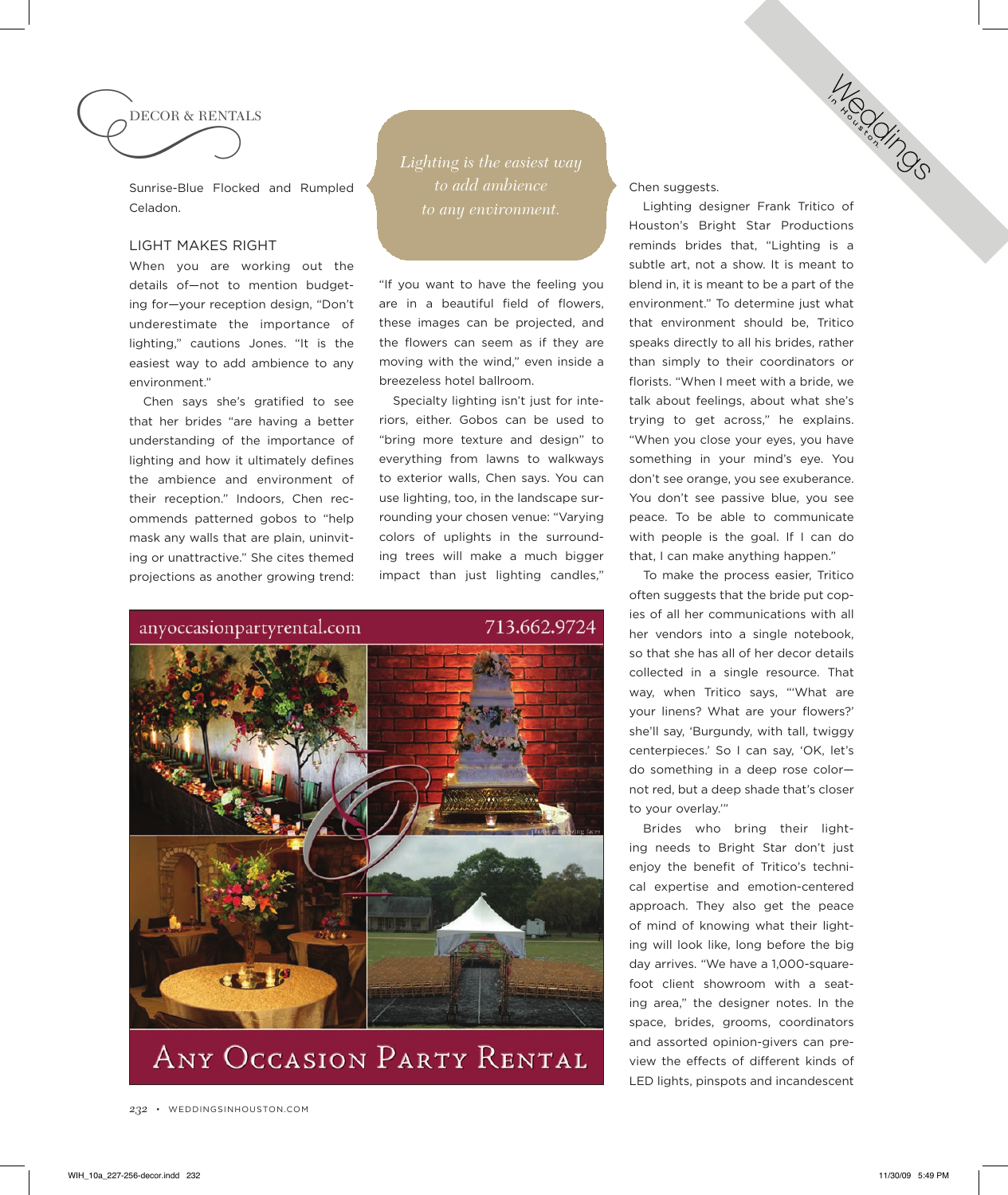Sunrise-Blue Flocked and Rumpled Celadon.

## LIGHT MAKES RIGHT

When you are working out the details of—not to mention budgeting for—your reception design, "Don't underestimate the importance of lighting," cautions Jones. "It is the easiest way to add ambience to any environment."

Chen says she's gratified to see that her brides "are having a better understanding of the importance of lighting and how it ultimately defines the ambience and environment of their reception." Indoors, Chen recommends patterned gobos to "help mask any walls that are plain, uninviting or unattractive." She cites themed projections as another growing trend: "If you want to have the feeling you are in a beautiful field of flowers, these images can be projected, and the flowers can seem as if they are moving with the wind," even inside a breezeless hotel ballroom.

*Lighting is the easiest way to add ambience to any environment.*

Specialty lighting isn't just for interiors, either. Gobos can be used to "bring more texture and design" to everything from lawns to walkways to exterior walls, Chen says. You can use lighting, too, in the landscape surrounding your chosen venue: "Varying colors of uplights in the surrounding trees will make a much bigger impact than just lighting candles," Chen suggests.

Lighting designer Frank Tritico of Houston's Bright Star Productions reminds brides that, "Lighting is a subtle art, not a show. It is meant to blend in, it is meant to be a part of the environment." To determine just what that environment should be, Tritico speaks directly to all his brides, rather than simply to their coordinators or florists. "When I meet with a bride, we talk about feelings, about what she's trying to get across," he explains. "When you close your eyes, you have something in your mind's eye. You don't see orange, you see exuberance. You don't see passive blue, you see peace. To be able to communicate with people is the goal. If I can do that, I can make anything happen."

To make the process easier, Tritico often suggests that the bride put copies of all her communications with all her vendors into a single notebook, so that she has all of her decor details collected in a single resource. That way, when Tritico says, "'What are your linens? What are your flowers?' she'll say, 'Burgundy, with tall, twiggy centerpieces.' So I can say, 'OK, let's do something in a deep rose color—not red, but a deep shade that's closer to your overlay.'"

Brides who bring their lighting needs to Bright Star don't just enjoy the benefit of Tritico's technical expertise and emotion-centered approach. They also get the peace of mind of knowing what their lighting will look like, long before the big day arrives. "We have a 1,000-square-foot client showroom with a seating area," the designer notes. In the space, brides, grooms, coordinators and assorted opinion-givers can preview the effects of different kinds of LED lights, pinspots and incandescent

anyoccasionpartyrental.com 713.662.9724

ANY OCCASION PARTY RENTAL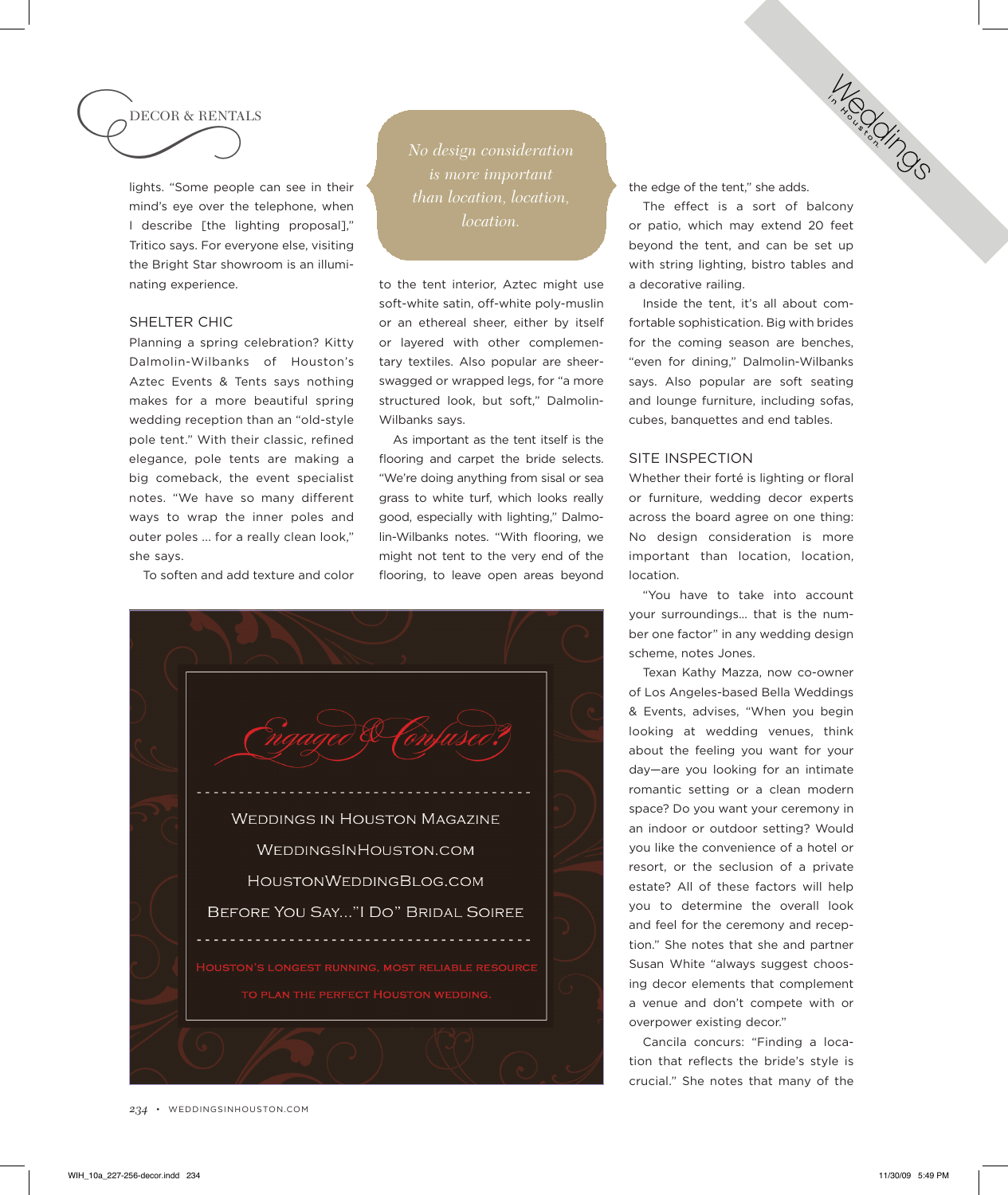lights. "Some people can see in their mind's eye over the telephone, when I describe [the lighting proposal]," Tritico says. For everyone else, visiting the Bright Star showroom is an illuminating experience.

## SHELTER CHIC

Planning a spring celebration? Kitty Dalmolin-Wilbanks of Houston's Aztec Events & Tents says nothing makes for a more beautiful spring wedding reception than an "old-style pole tent." With their classic, refined elegance, pole tents are making a big comeback, the event specialist notes. "We have so many different ways to wrap the inner poles and outer poles ... for a really clean look," she says.

To soften and add texture and color to the tent interior, Aztec might use soft-white satin, off-white poly-muslin or an ethereal sheer, either by itself or layered with other complementary textiles. Also popular are sheer-swagged or wrapped legs, for "a more structured look, but soft," Dalmolin-Wilbanks says.

> *No design consideration is more important than location, location, location.*

As important as the tent itself is the flooring and carpet the bride selects. "We're doing anything from sisal or sea grass to white turf, which looks really good, especially with lighting," Dalmolin-Wilbanks notes. "With flooring, we might not tent to the very end of the flooring, to leave open areas beyond the edge of the tent," she adds.

The effect is a sort of balcony or patio, which may extend 20 feet beyond the tent, and can be set up with string lighting, bistro tables and a decorative railing.

Inside the tent, it's all about comfortable sophistication. Big with brides for the coming season are benches, "even for dining," Dalmolin-Wilbanks says. Also popular are soft seating and lounge furniture, including sofas, cubes, banquettes and end tables.

## SITE INSPECTION

Whether their forté is lighting or floral or furniture, wedding decor experts across the board agree on one thing: No design consideration is more important than location, location, location.

"You have to take into account your surroundings... that is the number one factor" in any wedding design scheme, notes Jones.

Texan Kathy Mazza, now co-owner of Los Angeles-based Bella Weddings & Events, advises, "When you begin looking at wedding venues, think about the feeling you want for your day—are you looking for an intimate romantic setting or a clean modern space? Do you want your ceremony in an indoor or outdoor setting? Would you like the convenience of a hotel or resort, or the seclusion of a private estate? All of these factors will help you to determine the overall look and feel for the ceremony and reception." She notes that she and partner Susan White "always suggest choosing decor elements that complement a venue and don't compete with or overpower existing decor."

Cancila concurs: "Finding a location that reflects the bride's style is crucial." She notes that many of the

---

*Engaged & Confused?*

WEDDINGS IN HOUSTON MAGAZINE

WEDDINGSINHOUSTON.COM

HOUSTONWEDDINGBLOG.COM

BEFORE YOU SAY..."I DO" BRIDAL SOIREE

HOUSTON'S LONGEST RUNNING, MOST RELIABLE RESOURCE TO PLAN THE PERFECT HOUSTON WEDDING.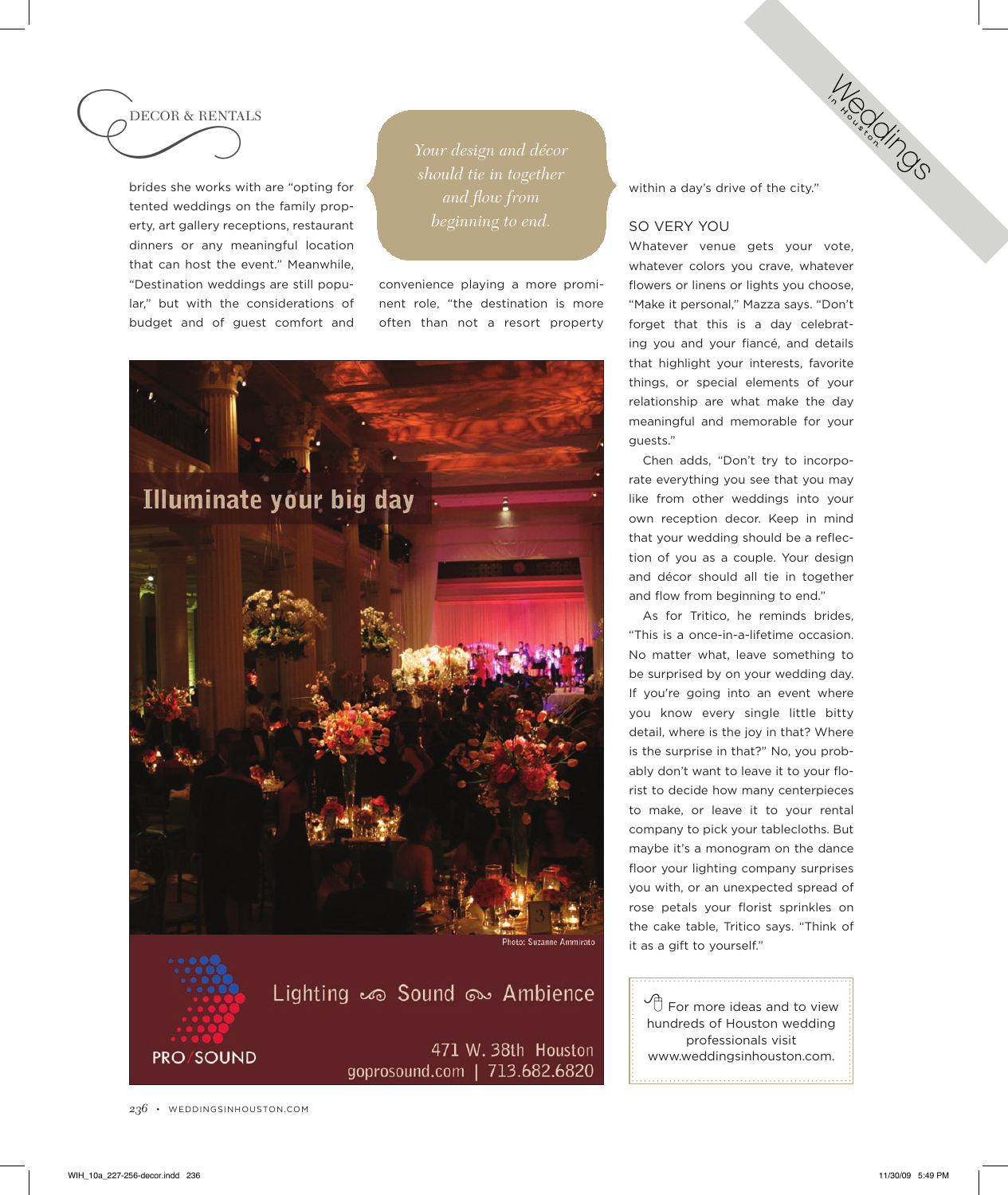DECOR & RENTALS

brides she works with are "opting for tented weddings on the family property, art gallery receptions, restaurant dinners or any meaningful location that can host the event." Meanwhile, "Destination weddings are still popular," but with the considerations of budget and of guest comfort and convenience playing a more prominent role, "the destination is more often than not a resort property within a day's drive of the city."

> *Your design and décor should tie in together and flow from beginning to end.*

## SO VERY YOU

Whatever venue gets your vote, whatever colors you crave, whatever flowers or linens or lights you choose, "Make it personal," Mazza says. "Don't forget that this is a day celebrating you and your fiancé, and details that highlight your interests, favorite things, or special elements of your relationship are what make the day meaningful and memorable for your guests."

Chen adds, "Don't try to incorporate everything you see that you may like from other weddings into your own reception decor. Keep in mind that your wedding should be a reflection of you as a couple. Your design and décor should all tie in together and flow from beginning to end."

As for Tritico, he reminds brides, "This is a once-in-a-lifetime occasion. No matter what, leave something to be surprised by on your wedding day. If you're going into an event where you know every single little bitty detail, where is the joy in that? Where is the surprise in that?" No, you probably don't want to leave it to your florist to decide how many centerpieces to make, or leave it to your rental company to pick your tablecloths. But maybe it's a monogram on the dance floor your lighting company surprises you with, or an unexpected spread of rose petals your florist sprinkles on the cake table, Tritico says. "Think of it as a gift to yourself."

For more ideas and to view hundreds of Houston wedding professionals visit www.weddingsinhouston.com.

Illuminate your big day

Photo: Suzanne Ammirato

PRO/SOUND

Lighting ~ Sound ~ Ambience

471 W. 38th Houston
goprosound.com | 713.682.6820